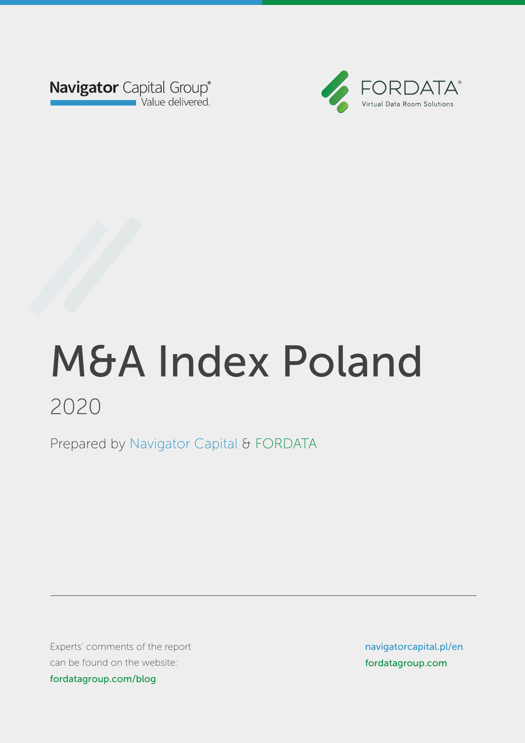Navigator Capital Group®
Value delivered.

FORDATA®
Virtual Data Room Solutions

# M&A Index Poland

## 2020

Prepared by Navigator Capital & FORDATA

Experts' comments of the report can be found on the website:
fordatagroup.com/blog

navigatorcapital.pl/en
fordatagroup.com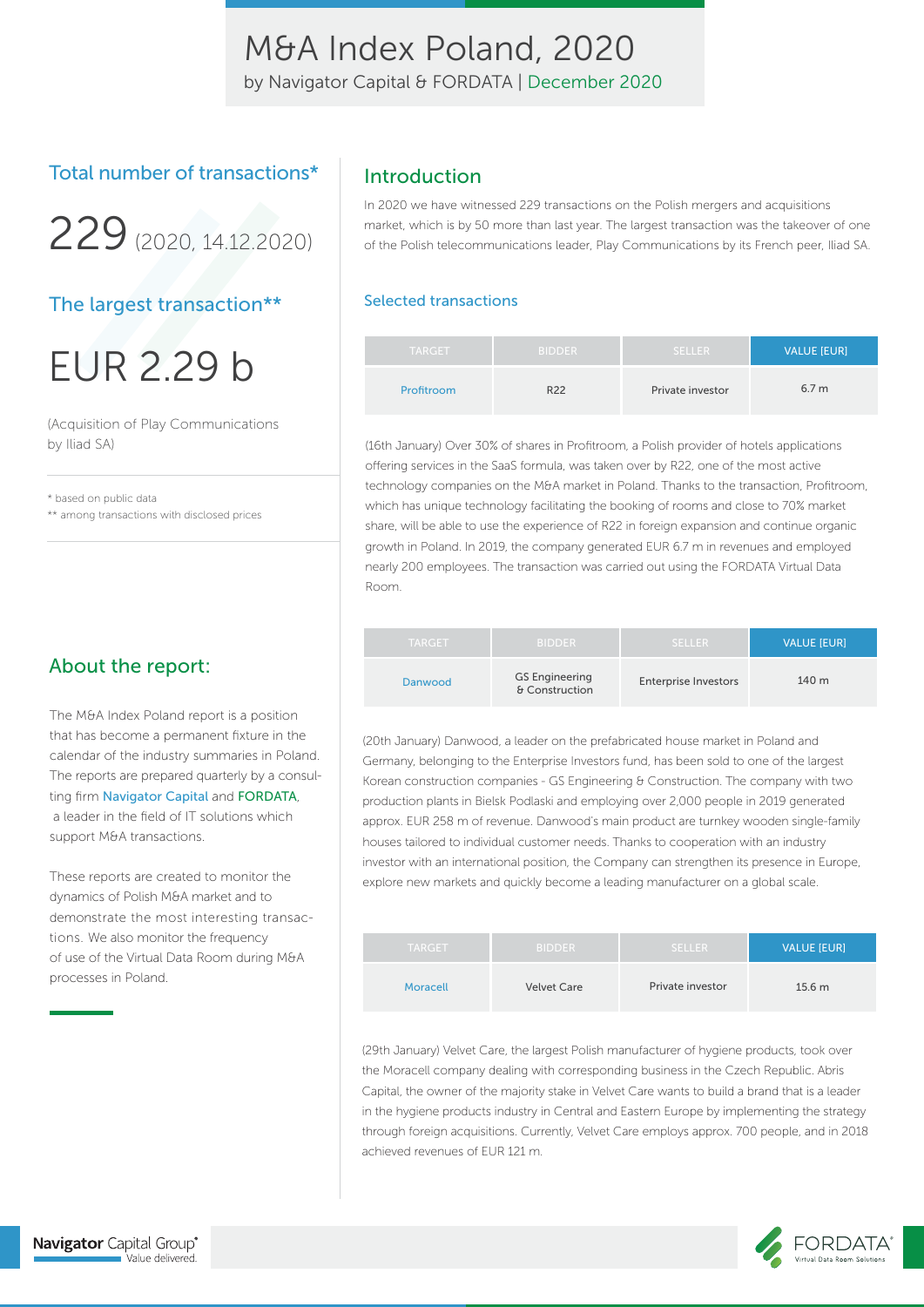# M&A Index Poland, 2020

by Navigator Capital & FORDATA | December 2020

## Total number of transactions*

229 (2020, 14.12.2020)

## The largest transaction**

EUR 2.29 b

(Acquisition of Play Communications by Iliad SA)

\* based on public data
** among transactions with disclosed prices

## About the report:

The M&A Index Poland report is a position that has become a permanent fixture in the calendar of the industry summaries in Poland. The reports are prepared quarterly by a consulting firm Navigator Capital and FORDATA, a leader in the field of IT solutions which support M&A transactions.

These reports are created to monitor the dynamics of Polish M&A market and to demonstrate the most interesting transactions. We also monitor the frequency of use of the Virtual Data Room during M&A processes in Poland.

## Introduction

In 2020 we have witnessed 229 transactions on the Polish mergers and acquisitions market, which is by 50 more than last year. The largest transaction was the takeover of one of the Polish telecommunications leader, Play Communications by its French peer, Iliad SA.

### Selected transactions

| TARGET | BIDDER | SELLER | VALUE [EUR] |
|---|---|---|---|
| Profitroom | R22 | Private investor | 6.7 m |

(16th January) Over 30% of shares in Profitroom, a Polish provider of hotels applications offering services in the SaaS formula, was taken over by R22, one of the most active technology companies on the M&A market in Poland. Thanks to the transaction, Profitroom, which has unique technology facilitating the booking of rooms and close to 70% market share, will be able to use the experience of R22 in foreign expansion and continue organic growth in Poland. In 2019, the company generated EUR 6.7 m in revenues and employed nearly 200 employees. The transaction was carried out using the FORDATA Virtual Data Room.

| TARGET | BIDDER | SELLER | VALUE [EUR] |
|---|---|---|---|
| Danwood | GS Engineering & Construction | Enterprise Investors | 140 m |

(20th January) Danwood, a leader on the prefabricated house market in Poland and Germany, belonging to the Enterprise Investors fund, has been sold to one of the largest Korean construction companies - GS Engineering & Construction. The company with two production plants in Bielsk Podlaski and employing over 2,000 people in 2019 generated approx. EUR 258 m of revenue. Danwood's main product are turnkey wooden single-family houses tailored to individual customer needs. Thanks to cooperation with an industry investor with an international position, the Company can strengthen its presence in Europe, explore new markets and quickly become a leading manufacturer on a global scale.

| TARGET | BIDDER | SELLER | VALUE [EUR] |
|---|---|---|---|
| Moracell | Velvet Care | Private investor | 15.6 m |

(29th January) Velvet Care, the largest Polish manufacturer of hygiene products, took over the Moracell company dealing with corresponding business in the Czech Republic. Abris Capital, the owner of the majority stake in Velvet Care wants to build a brand that is a leader in the hygiene products industry in Central and Eastern Europe by implementing the strategy through foreign acquisitions. Currently, Velvet Care employs approx. 700 people, and in 2018 achieved revenues of EUR 121 m.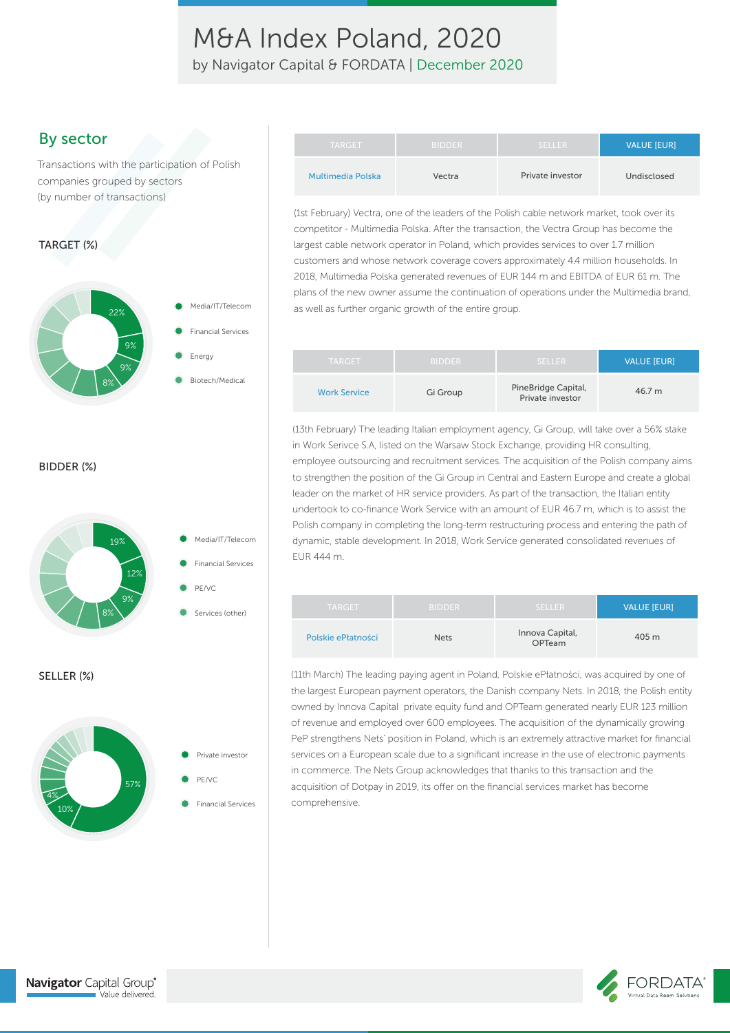# M&A Index Poland, 2020

by Navigator Capital & FORDATA | December 2020

## By sector

Transactions with the participation of Polish companies grouped by sectors (by number of transactions)

TARGET (%)

22%
9%
9%
8%

Media/IT/Telecom
Financial Services
Energy
Biotech/Medical

BIDDER (%)

19%
12%
9%
8%

Media/IT/Telecom
Financial Services
PE/VC
Services (other)

SELLER (%)

57%
10%
4%

Private investor
PE/VC
Financial Services

| TARGET | BIDDER | SELLER | VALUE [EUR] |
|---|---|---|---|
| Multimedia Polska | Vectra | Private investor | Undisclosed |

(1st February) Vectra, one of the leaders of the Polish cable network market, took over its competitor - Multimedia Polska. After the transaction, the Vectra Group has become the largest cable network operator in Poland, which provides services to over 1.7 million customers and whose network coverage covers approximately 4.4 million households. In 2018, Multimedia Polska generated revenues of EUR 144 m and EBITDA of EUR 61 m. The plans of the new owner assume the continuation of operations under the Multimedia brand, as well as further organic growth of the entire group.

| TARGET | BIDDER | SELLER | VALUE [EUR] |
|---|---|---|---|
| Work Service | Gi Group | PineBridge Capital, Private investor | 46.7 m |

(13th February) The leading Italian employment agency, Gi Group, will take over a 56% stake in Work Serivce S.A, listed on the Warsaw Stock Exchange, providing HR consulting, employee outsourcing and recruitment services. The acquisition of the Polish company aims to strengthen the position of the Gi Group in Central and Eastern Europe and create a global leader on the market of HR service providers. As part of the transaction, the Italian entity undertook to co-finance Work Service with an amount of EUR 46.7 m, which is to assist the Polish company in completing the long-term restructuring process and entering the path of dynamic, stable development. In 2018, Work Service generated consolidated revenues of EUR 444 m.

| TARGET | BIDDER | SELLER | VALUE [EUR] |
|---|---|---|---|
| Polskie ePłatności | Nets | Innova Capital, OPTeam | 405 m |

(11th March) The leading paying agent in Poland, Polskie ePłatności, was acquired by one of the largest European payment operators, the Danish company Nets. In 2018, the Polish entity owned by Innova Capital private equity fund and OPTeam generated nearly EUR 123 million of revenue and employed over 600 employees. The acquisition of the dynamically growing PeP strengthens Nets' position in Poland, which is an extremely attractive market for financial services on a European scale due to a significant increase in the use of electronic payments in commerce. The Nets Group acknowledges that thanks to this transaction and the acquisition of Dotpay in 2019, its offer on the financial services market has become comprehensive.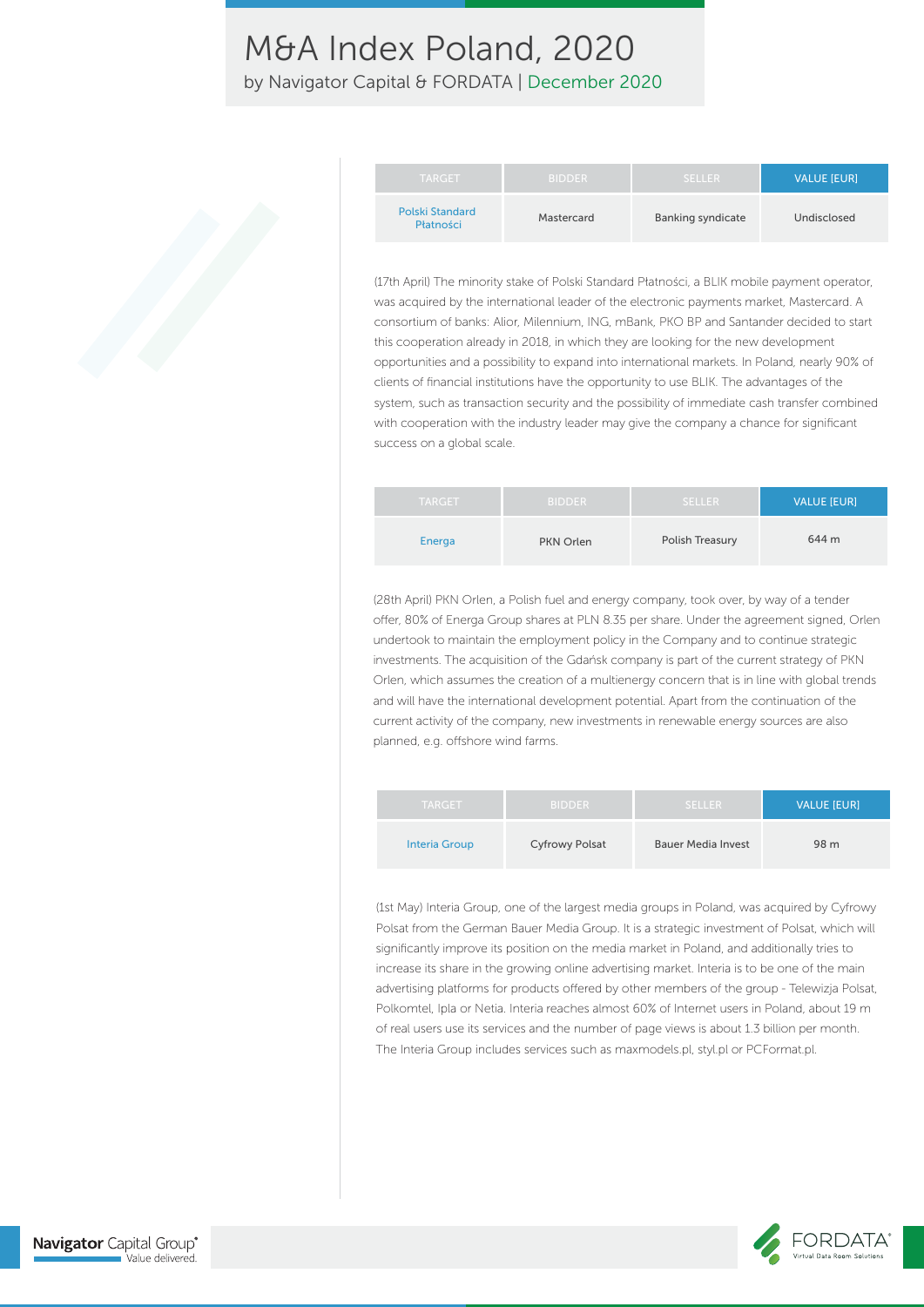| TARGET | BIDDER | SELLER | VALUE [EUR] |
|---|---|---|---|
| Polski Standard Płatności | Mastercard | Banking syndicate | Undisclosed |

(17th April) The minority stake of Polski Standard Płatności, a BLIK mobile payment operator, was acquired by the international leader of the electronic payments market, Mastercard. A consortium of banks: Alior, Milennium, ING, mBank, PKO BP and Santander decided to start this cooperation already in 2018, in which they are looking for the new development opportunities and a possibility to expand into international markets. In Poland, nearly 90% of clients of financial institutions have the opportunity to use BLIK. The advantages of the system, such as transaction security and the possibility of immediate cash transfer combined with cooperation with the industry leader may give the company a chance for significant success on a global scale.

| TARGET | BIDDER | SELLER | VALUE [EUR] |
|---|---|---|---|
| Energa | PKN Orlen | Polish Treasury | 644 m |

(28th April) PKN Orlen, a Polish fuel and energy company, took over, by way of a tender offer, 80% of Energa Group shares at PLN 8.35 per share. Under the agreement signed, Orlen undertook to maintain the employment policy in the Company and to continue strategic investments. The acquisition of the Gdańsk company is part of the current strategy of PKN Orlen, which assumes the creation of a multienergy concern that is in line with global trends and will have the international development potential. Apart from the continuation of the current activity of the company, new investments in renewable energy sources are also planned, e.g. offshore wind farms.

| TARGET | BIDDER | SELLER | VALUE [EUR] |
|---|---|---|---|
| Interia Group | Cyfrowy Polsat | Bauer Media Invest | 98 m |

(1st May) Interia Group, one of the largest media groups in Poland, was acquired by Cyfrowy Polsat from the German Bauer Media Group. It is a strategic investment of Polsat, which will significantly improve its position on the media market in Poland, and additionally tries to increase its share in the growing online advertising market. Interia is to be one of the main advertising platforms for products offered by other members of the group - Telewizja Polsat, Polkomtel, Ipla or Netia. Interia reaches almost 60% of Internet users in Poland, about 19 m of real users use its services and the number of page views is about 1.3 billion per month. The Interia Group includes services such as maxmodels.pl, styl.pl or PCFormat.pl.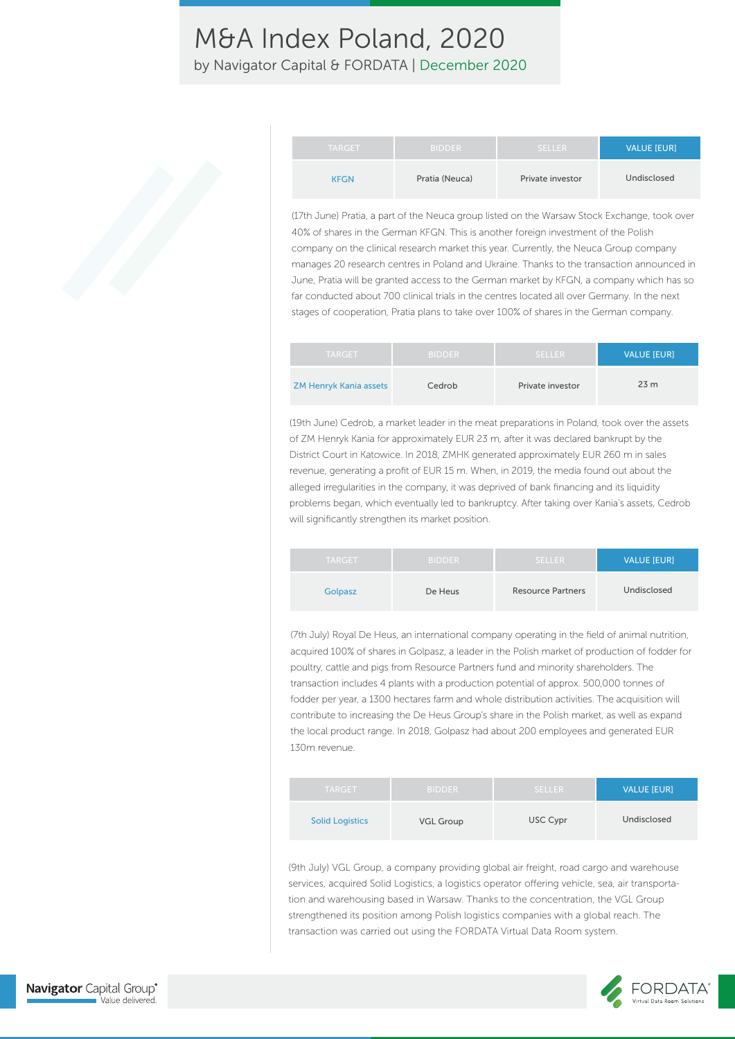| TARGET | BIDDER | SELLER | VALUE [EUR] |
|---|---|---|---|
| KFGN | Pratia (Neuca) | Private investor | Undisclosed |

(17th June) Pratia, a part of the Neuca group listed on the Warsaw Stock Exchange, took over 40% of shares in the German KFGN. This is another foreign investment of the Polish company on the clinical research market this year. Currently, the Neuca Group company manages 20 research centres in Poland and Ukraine. Thanks to the transaction announced in June, Pratia will be granted access to the German market by KFGN, a company which has so far conducted about 700 clinical trials in the centres located all over Germany. In the next stages of cooperation, Pratia plans to take over 100% of shares in the German company.

| TARGET | BIDDER | SELLER | VALUE [EUR] |
|---|---|---|---|
| ZM Henryk Kania assets | Cedrob | Private investor | 23 m |

(19th June) Cedrob, a market leader in the meat preparations in Poland, took over the assets of ZM Henryk Kania for approximately EUR 23 m, after it was declared bankrupt by the District Court in Katowice. In 2018, ZMHK generated approximately EUR 260 m in sales revenue, generating a profit of EUR 15 m. When, in 2019, the media found out about the alleged irregularities in the company, it was deprived of bank financing and its liquidity problems began, which eventually led to bankruptcy. After taking over Kania's assets, Cedrob will significantly strengthen its market position.

| TARGET | BIDDER | SELLER | VALUE [EUR] |
|---|---|---|---|
| Golpasz | De Heus | Resource Partners | Undisclosed |

(7th July) Royal De Heus, an international company operating in the field of animal nutrition, acquired 100% of shares in Golpasz, a leader in the Polish market of production of fodder for poultry, cattle and pigs from Resource Partners fund and minority shareholders. The transaction includes 4 plants with a production potential of approx. 500,000 tonnes of fodder per year, a 1300 hectares farm and whole distribution activities. The acquisition will contribute to increasing the De Heus Group's share in the Polish market, as well as expand the local product range. In 2018, Golpasz had about 200 employees and generated EUR 130m revenue.

| TARGET | BIDDER | SELLER | VALUE [EUR] |
|---|---|---|---|
| Solid Logistics | VGL Group | USC Cypr | Undisclosed |

(9th July) VGL Group, a company providing global air freight, road cargo and warehouse services, acquired Solid Logistics, a logistics operator offering vehicle, sea, air transportation and warehousing based in Warsaw. Thanks to the concentration, the VGL Group strengthened its position among Polish logistics companies with a global reach. The transaction was carried out using the FORDATA Virtual Data Room system.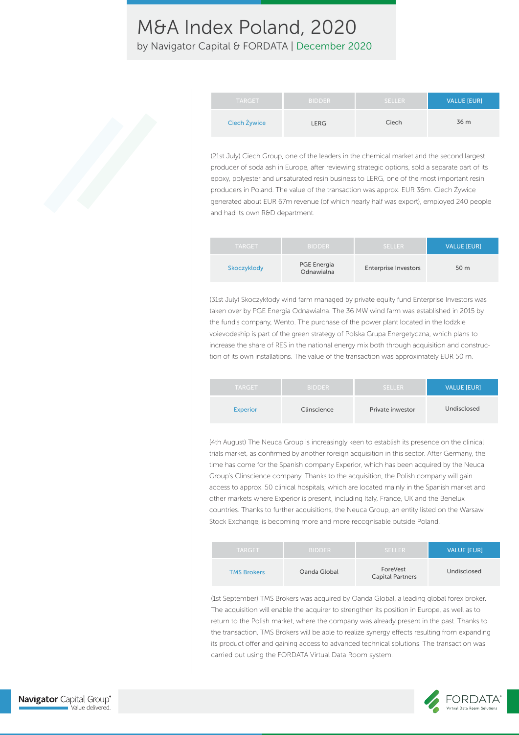| TARGET | BIDDER | SELLER | VALUE [EUR] |
|---|---|---|---|
| Ciech Żywice | LERG | Ciech | 36 m |

(21st July) Ciech Group, one of the leaders in the chemical market and the second largest producer of soda ash in Europe, after reviewing strategic options, sold a separate part of its epoxy, polyester and unsaturated resin business to LERG, one of the most important resin producers in Poland. The value of the transaction was approx. EUR 36m. Ciech Żywice generated about EUR 67m revenue (of which nearly half was export), employed 240 people and had its own R&D department.

| TARGET | BIDDER | SELLER | VALUE [EUR] |
|---|---|---|---|
| Skoczyklody | PGE Energia Odnawialna | Enterprise Investors | 50 m |

(31st July) Skoczykłody wind farm managed by private equity fund Enterprise Investors was taken over by PGE Energia Odnawialna. The 36 MW wind farm was established in 2015 by the fund's company, Wento. The purchase of the power plant located in the lodzkie voievodeship is part of the green strategy of Polska Grupa Energetyczna, which plans to increase the share of RES in the national energy mix both through acquisition and construction of its own installations. The value of the transaction was approximately EUR 50 m.

| TARGET | BIDDER | SELLER | VALUE [EUR] |
|---|---|---|---|
| Experior | Clinscience | Private investor | Undisclosed |

(4th August) The Neuca Group is increasingly keen to establish its presence on the clinical trials market, as confirmed by another foreign acquisition in this sector. After Germany, the time has come for the Spanish company Experior, which has been acquired by the Neuca Group's Clinscience company. Thanks to the acquisition, the Polish company will gain access to approx. 50 clinical hospitals, which are located mainly in the Spanish market and other markets where Experior is present, including Italy, France, UK and the Benelux countries. Thanks to further acquisitions, the Neuca Group, an entity listed on the Warsaw Stock Exchange, is becoming more and more recognisable outside Poland.

| TARGET | BIDDER | SELLER | VALUE [EUR] |
|---|---|---|---|
| TMS Brokers | Oanda Global | ForeVest Capital Partners | Undisclosed |

(1st September) TMS Brokers was acquired by Oanda Global, a leading global forex broker. The acquisition will enable the acquirer to strengthen its position in Europe, as well as to return to the Polish market, where the company was already present in the past. Thanks to the transaction, TMS Brokers will be able to realize synergy effects resulting from expanding its product offer and gaining access to advanced technical solutions. The transaction was carried out using the FORDATA Virtual Data Room system.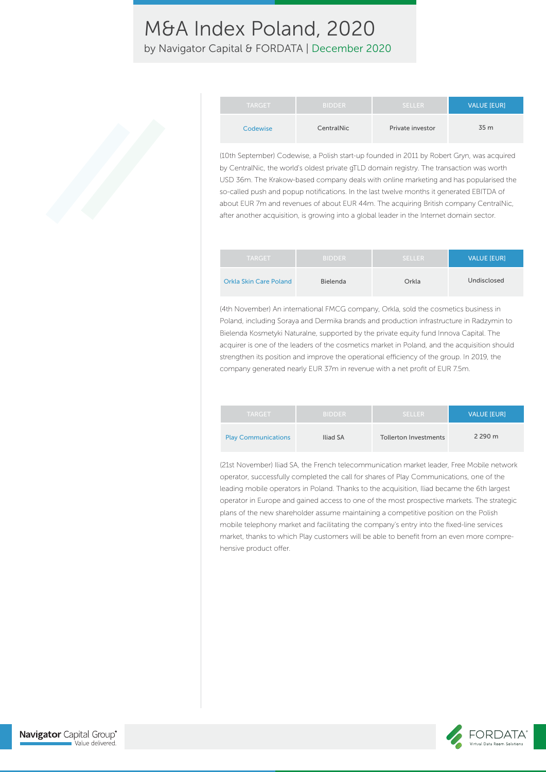| TARGET | BIDDER | SELLER | VALUE [EUR] |
| --- | --- | --- | --- |
| Codewise | CentralNic | Private investor | 35 m |

(10th September) Codewise, a Polish start-up founded in 2011 by Robert Gryn, was acquired by CentralNic, the world's oldest private gTLD domain registry. The transaction was worth USD 36m. The Krakow-based company deals with online marketing and has popularised the so-called push and popup notifications. In the last twelve months it generated EBITDA of about EUR 7m and revenues of about EUR 44m. The acquiring British company CentralNic, after another acquisition, is growing into a global leader in the Internet domain sector.

| TARGET | BIDDER | SELLER | VALUE [EUR] |
| --- | --- | --- | --- |
| Orkla Skin Care Poland | Bielenda | Orkla | Undisclosed |

(4th November) An international FMCG company, Orkla, sold the cosmetics business in Poland, including Soraya and Dermika brands and production infrastructure in Radzymin to Bielenda Kosmetyki Naturalne, supported by the private equity fund Innova Capital. The acquirer is one of the leaders of the cosmetics market in Poland, and the acquisition should strengthen its position and improve the operational efficiency of the group. In 2019, the company generated nearly EUR 37m in revenue with a net profit of EUR 7.5m.

| TARGET | BIDDER | SELLER | VALUE [EUR] |
| --- | --- | --- | --- |
| Play Communications | Iliad SA | Tollerton Investments | 2 290 m |

(21st November) Iliad SA, the French telecommunication market leader, Free Mobile network operator, successfully completed the call for shares of Play Communications, one of the leading mobile operators in Poland. Thanks to the acquisition, Iliad became the 6th largest operator in Europe and gained access to one of the most prospective markets. The strategic plans of the new shareholder assume maintaining a competitive position on the Polish mobile telephony market and facilitating the company's entry into the fixed-line services market, thanks to which Play customers will be able to benefit from an even more comprehensive product offer.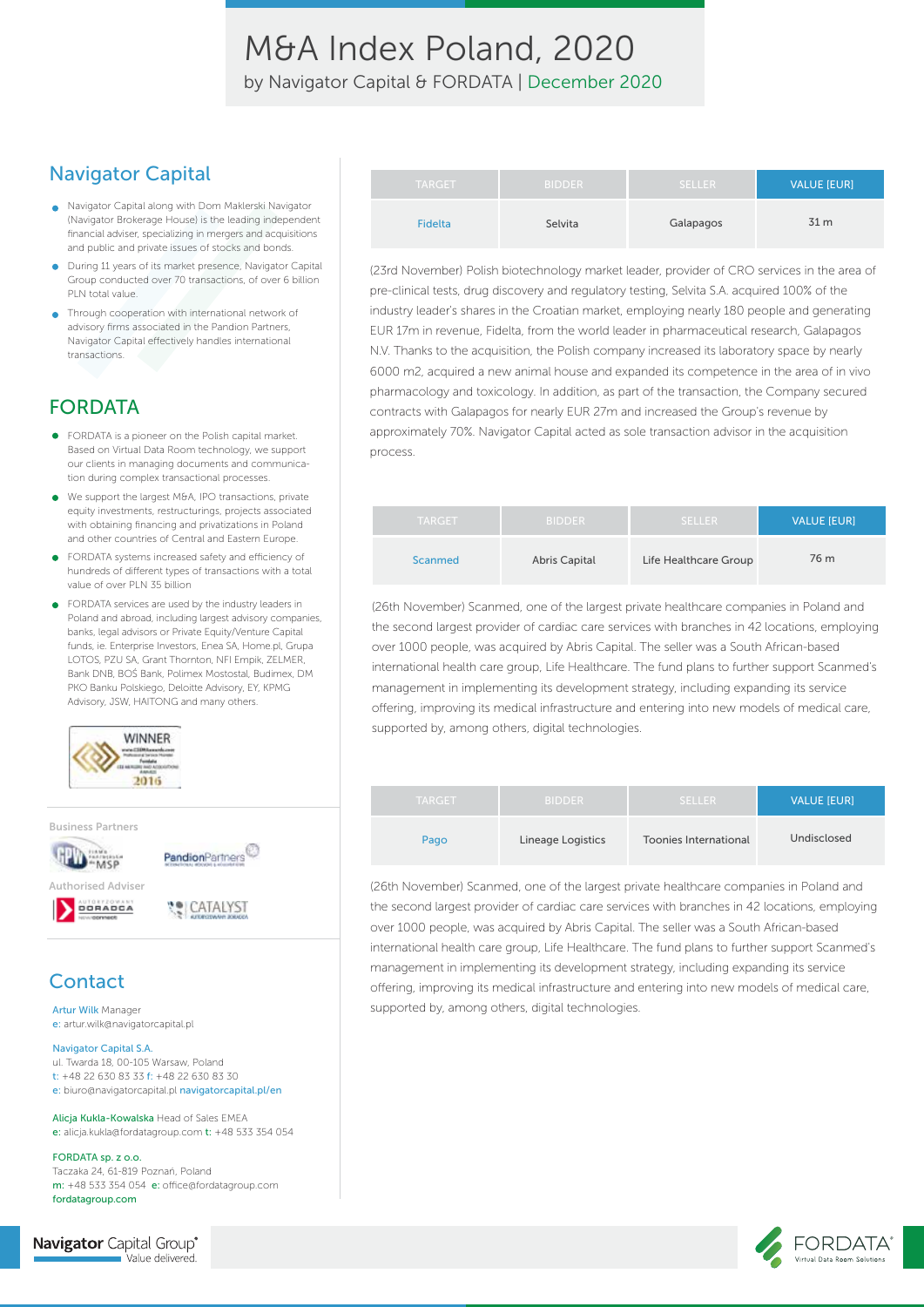# M&A Index Poland, 2020

by Navigator Capital & FORDATA | December 2020

## Navigator Capital

- Navigator Capital along with Dom Maklerski Navigator (Navigator Brokerage House) is the leading independent financial adviser, specializing in mergers and acquisitions and public and private issues of stocks and bonds.
- During 11 years of its market presence, Navigator Capital Group conducted over 70 transactions, of over 6 billion PLN total value.
- Through cooperation with international network of advisory firms associated in the Pandion Partners, Navigator Capital effectively handles international transactions.

## FORDATA

- FORDATA is a pioneer on the Polish capital market. Based on Virtual Data Room technology, we support our clients in managing documents and communication during complex transactional processes.
- We support the largest M&A, IPO transactions, private equity investments, restructurings, projects associated with obtaining financing and privatizations in Poland and other countries of Central and Eastern Europe.
- FORDATA systems increased safety and efficiency of hundreds of different types of transactions with a total value of over PLN 35 billion
- FORDATA services are used by the industry leaders in Poland and abroad, including largest advisory companies, banks, legal advisors or Private Equity/Venture Capital funds, ie. Enterprise Investors, Enea SA, Home.pl, Grupa LOTOS, PZU SA, Grant Thornton, NFI Empik, ZELMER, Bank DNB, BOŚ Bank, Polimex Mostostal, Budimex, DM PKO Banku Polskiego, Deloitte Advisory, EY, KPMG Advisory, JSW, HAITONG and many others.

Business Partners

Authorised Adviser

## Contact

Artur Wilk Manager
e: artur.wilk@navigatorcapital.pl

Navigator Capital S.A.
ul. Twarda 18, 00-105 Warsaw, Poland
t: +48 22 630 83 33 f: +48 22 630 83 30
e: biuro@navigatorcapital.pl navigatorcapital.pl/en

Alicja Kukla-Kowalska Head of Sales EMEA
e: alicja.kukla@fordatagroup.com t: +48 533 354 054

FORDATA sp. z o.o.
Taczaka 24, 61-819 Poznań, Poland
m: +48 533 354 054 e: office@fordatagroup.com
fordatagroup.com

| TARGET | BIDDER | SELLER | VALUE [EUR] |
|---|---|---|---|
| Fidelta | Selvita | Galapagos | 31 m |

(23rd November) Polish biotechnology market leader, provider of CRO services in the area of pre-clinical tests, drug discovery and regulatory testing, Selvita S.A. acquired 100% of the industry leader's shares in the Croatian market, employing nearly 180 people and generating EUR 17m in revenue, Fidelta, from the world leader in pharmaceutical research, Galapagos N.V. Thanks to the acquisition, the Polish company increased its laboratory space by nearly 6000 m2, acquired a new animal house and expanded its competence in the area of in vivo pharmacology and toxicology. In addition, as part of the transaction, the Company secured contracts with Galapagos for nearly EUR 27m and increased the Group's revenue by approximately 70%. Navigator Capital acted as sole transaction advisor in the acquisition process.

| TARGET | BIDDER | SELLER | VALUE [EUR] |
|---|---|---|---|
| Scanmed | Abris Capital | Life Healthcare Group | 76 m |

(26th November) Scanmed, one of the largest private healthcare companies in Poland and the second largest provider of cardiac care services with branches in 42 locations, employing over 1000 people, was acquired by Abris Capital. The seller was a South African-based international health care group, Life Healthcare. The fund plans to further support Scanmed's management in implementing its development strategy, including expanding its service offering, improving its medical infrastructure and entering into new models of medical care, supported by, among others, digital technologies.

| TARGET | BIDDER | SELLER | VALUE [EUR] |
|---|---|---|---|
| Pago | Lineage Logistics | Toonies International | Undisclosed |

(26th November) Scanmed, one of the largest private healthcare companies in Poland and the second largest provider of cardiac care services with branches in 42 locations, employing over 1000 people, was acquired by Abris Capital. The seller was a South African-based international health care group, Life Healthcare. The fund plans to further support Scanmed's management in implementing its development strategy, including expanding its service offering, improving its medical infrastructure and entering into new models of medical care, supported by, among others, digital technologies.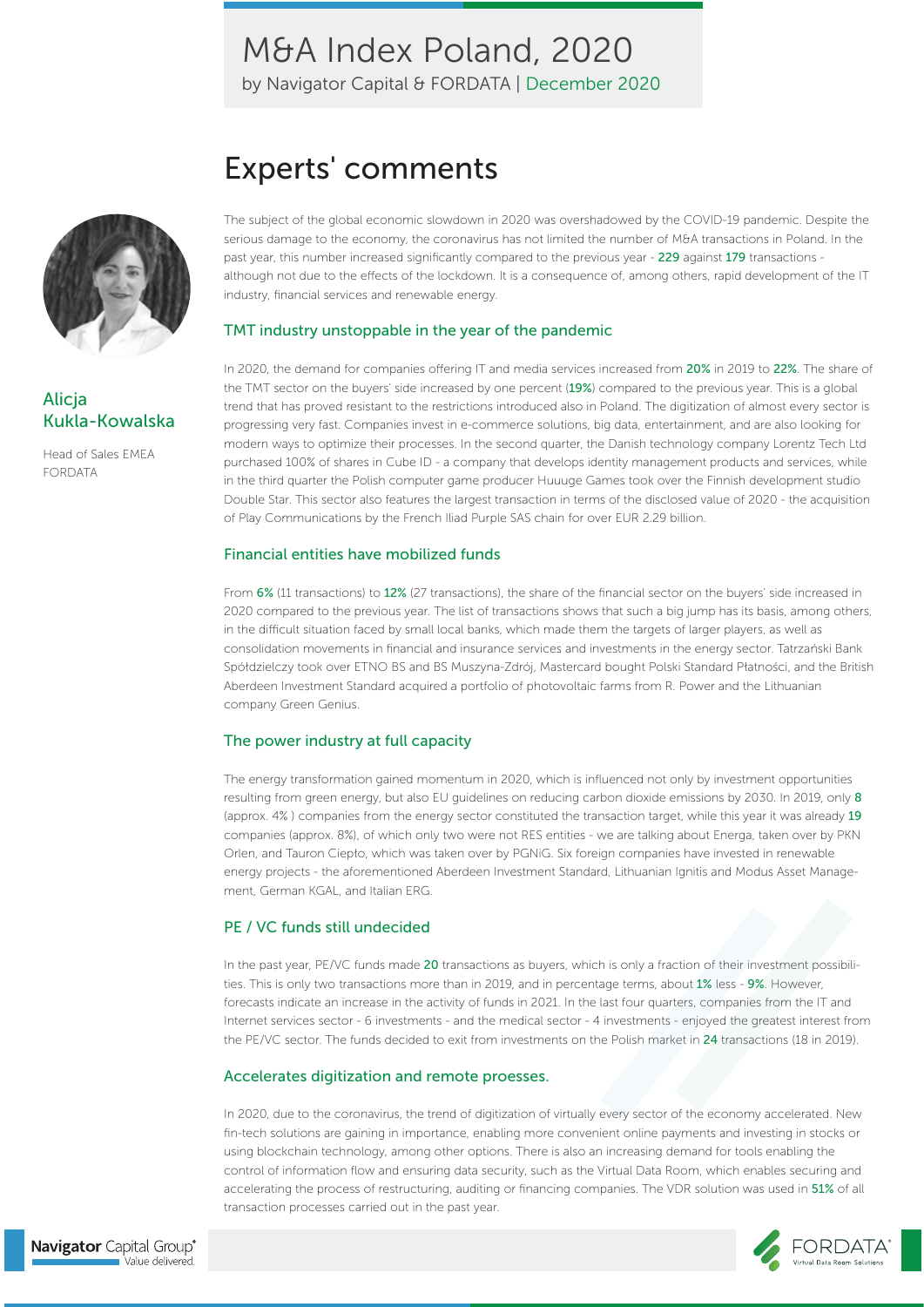# M&A Index Poland, 2020

by Navigator Capital & FORDATA | December 2020

## Experts' comments

**Alicja Kukla-Kowalska**

Head of Sales EMEA
FORDATA

The subject of the global economic slowdown in 2020 was overshadowed by the COVID-19 pandemic. Despite the serious damage to the economy, the coronavirus has not limited the number of M&A transactions in Poland. In the past year, this number increased significantly compared to the previous year - **229** against **179** transactions - although not due to the effects of the lockdown. It is a consequence of, among others, rapid development of the IT industry, financial services and renewable energy.

### TMT industry unstoppable in the year of the pandemic

In 2020, the demand for companies offering IT and media services increased from **20%** in 2019 to **22%**. The share of the TMT sector on the buyers' side increased by one percent (**19%**) compared to the previous year. This is a global trend that has proved resistant to the restrictions introduced also in Poland. The digitization of almost every sector is progressing very fast. Companies invest in e-commerce solutions, big data, entertainment, and are also looking for modern ways to optimize their processes. In the second quarter, the Danish technology company Lorentz Tech Ltd purchased 100% of shares in Cube ID - a company that develops identity management products and services, while in the third quarter the Polish computer game producer Huuuge Games took over the Finnish development studio Double Star. This sector also features the largest transaction in terms of the disclosed value of 2020 - the acquisition of Play Communications by the French Iliad Purple SAS chain for over EUR 2.29 billion.

### Financial entities have mobilized funds

From **6%** (11 transactions) to **12%** (27 transactions), the share of the financial sector on the buyers' side increased in 2020 compared to the previous year. The list of transactions shows that such a big jump has its basis, among others, in the difficult situation faced by small local banks, which made them the targets of larger players, as well as consolidation movements in financial and insurance services and investments in the energy sector. Tatrzański Bank Spółdzielczy took over ETNO BS and BS Muszyna-Zdrój, Mastercard bought Polski Standard Płatności, and the British Aberdeen Investment Standard acquired a portfolio of photovoltaic farms from R. Power and the Lithuanian company Green Genius.

### The power industry at full capacity

The energy transformation gained momentum in 2020, which is influenced not only by investment opportunities resulting from green energy, but also EU guidelines on reducing carbon dioxide emissions by 2030. In 2019, only **8** (approx. 4% ) companies from the energy sector constituted the transaction target, while this year it was already **19** companies (approx. 8%), of which only two were not RES entities - we are talking about Energa, taken over by PKN Orlen, and Tauron Ciepło, which was taken over by PGNiG. Six foreign companies have invested in renewable energy projects - the aforementioned Aberdeen Investment Standard, Lithuanian Ignitis and Modus Asset Management, German KGAL, and Italian ERG.

### PE / VC funds still undecided

In the past year, PE/VC funds made **20** transactions as buyers, which is only a fraction of their investment possibilities. This is only two transactions more than in 2019, and in percentage terms, about **1%** less - **9%**. However, forecasts indicate an increase in the activity of funds in 2021. In the last four quarters, companies from the IT and Internet services sector - 6 investments - and the medical sector - 4 investments - enjoyed the greatest interest from the PE/VC sector. The funds decided to exit from investments on the Polish market in **24** transactions (18 in 2019).

### Accelerates digitization and remote proesses.

In 2020, due to the coronavirus, the trend of digitization of virtually every sector of the economy accelerated. New fin-tech solutions are gaining in importance, enabling more convenient online payments and investing in stocks or using blockchain technology, among other options. There is also an increasing demand for tools enabling the control of information flow and ensuring data security, such as the Virtual Data Room, which enables securing and accelerating the process of restructuring, auditing or financing companies. The VDR solution was used in **51%** of all transaction processes carried out in the past year.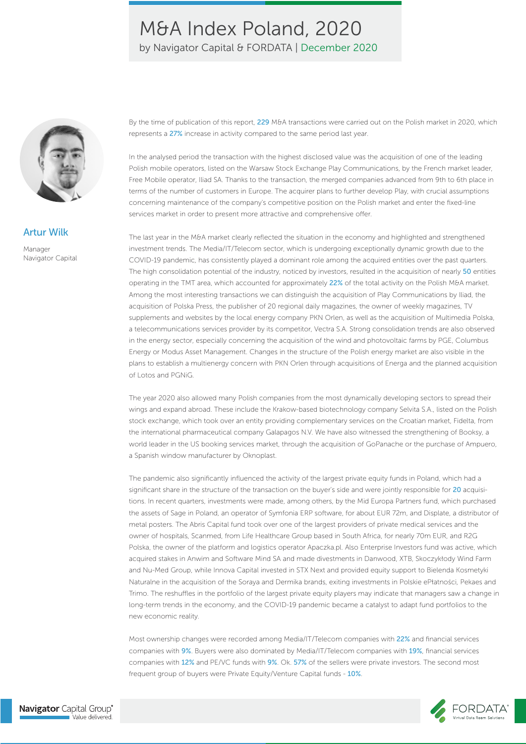# M&A Index Poland, 2020

by Navigator Capital & FORDATA | December 2020

**Artur Wilk**

Manager
Navigator Capital

By the time of publication of this report, 229 M&A transactions were carried out on the Polish market in 2020, which represents a 27% increase in activity compared to the same period last year.

In the analysed period the transaction with the highest disclosed value was the acquisition of one of the leading Polish mobile operators, listed on the Warsaw Stock Exchange Play Communications, by the French market leader, Free Mobile operator, Iliad SA. Thanks to the transaction, the merged companies advanced from 9th to 6th place in terms of the number of customers in Europe. The acquirer plans to further develop Play, with crucial assumptions concerning maintenance of the company's competitive position on the Polish market and enter the fixed-line services market in order to present more attractive and comprehensive offer.

The last year in the M&A market clearly reflected the situation in the economy and highlighted and strengthened investment trends. The Media/IT/Telecom sector, which is undergoing exceptionally dynamic growth due to the COVID-19 pandemic, has consistently played a dominant role among the acquired entities over the past quarters. The high consolidation potential of the industry, noticed by investors, resulted in the acquisition of nearly 50 entities operating in the TMT area, which accounted for approximately 22% of the total activity on the Polish M&A market. Among the most interesting transactions we can distinguish the acquisition of Play Communications by Iliad, the acquisition of Polska Press, the publisher of 20 regional daily magazines, the owner of weekly magazines, TV supplements and websites by the local energy company PKN Orlen, as well as the acquisition of Multimedia Polska, a telecommunications services provider by its competitor, Vectra S.A. Strong consolidation trends are also observed in the energy sector, especially concerning the acquisition of the wind and photovoltaic farms by PGE, Columbus Energy or Modus Asset Management. Changes in the structure of the Polish energy market are also visible in the plans to establish a multienergy concern with PKN Orlen through acquisitions of Energa and the planned acquisition of Lotos and PGNiG.

The year 2020 also allowed many Polish companies from the most dynamically developing sectors to spread their wings and expand abroad. These include the Krakow-based biotechnology company Selvita S.A., listed on the Polish stock exchange, which took over an entity providing complementary services on the Croatian market, Fidelta, from the international pharmaceutical company Galapagos N.V. We have also witnessed the strengthening of Booksy, a world leader in the US booking services market, through the acquisition of GoPanache or the purchase of Ampuero, a Spanish window manufacturer by Oknoplast.

The pandemic also significantly influenced the activity of the largest private equity funds in Poland, which had a significant share in the structure of the transaction on the buyer's side and were jointly responsible for 20 acquisitions. In recent quarters, investments were made, among others, by the Mid Europa Partners fund, which purchased the assets of Sage in Poland, an operator of Symfonia ERP software, for about EUR 72m, and Displate, a distributor of metal posters. The Abris Capital fund took over one of the largest providers of private medical services and the owner of hospitals, Scanmed, from Life Healthcare Group based in South Africa, for nearly 70m EUR, and R2G Polska, the owner of the platform and logistics operator Apaczka.pl. Also Enterprise Investors fund was active, which acquired stakes in Anwim and Software Mind SA and made divestments in Danwood, XTB, Skoczykłody Wind Farm and Nu-Med Group, while Innova Capital invested in STX Next and provided equity support to Bielenda Kosmetyki Naturalne in the acquisition of the Soraya and Dermika brands, exiting investments in Polskie ePłatności, Pekaes and Trimo. The reshuffles in the portfolio of the largest private equity players may indicate that managers saw a change in long-term trends in the economy, and the COVID-19 pandemic became a catalyst to adapt fund portfolios to the new economic reality.

Most ownership changes were recorded among Media/IT/Telecom companies with 22% and financial services companies with 9%. Buyers were also dominated by Media/IT/Telecom companies with 19%, financial services companies with 12% and PE/VC funds with 9%. Ok. 57% of the sellers were private investors. The second most frequent group of buyers were Private Equity/Venture Capital funds - 10%.